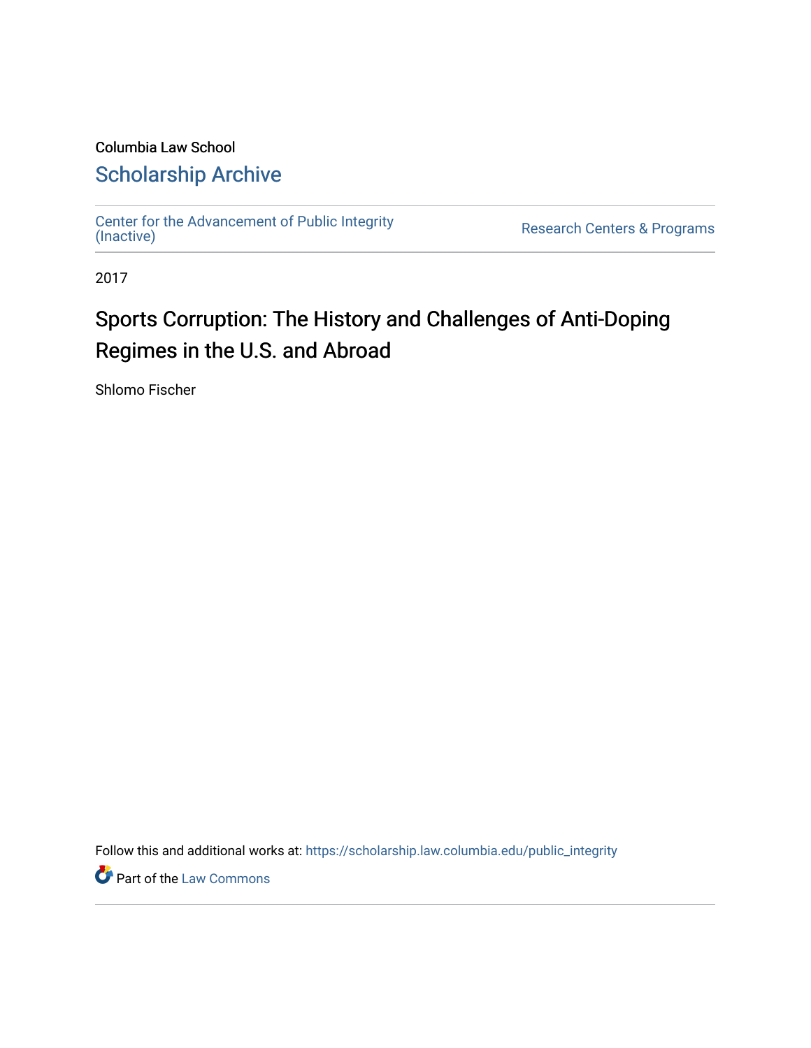Columbia Law School

## Scholarship Archive

Center for the Advancement of Public Integrity (Inactive) | Research Centers & Programs

2017

# Sports Corruption: The History and Challenges of Anti-Doping Regimes in the U.S. and Abroad

Shlomo Fischer

Follow this and additional works at: https://scholarship.law.columbia.edu/public_integrity

Part of the Law Commons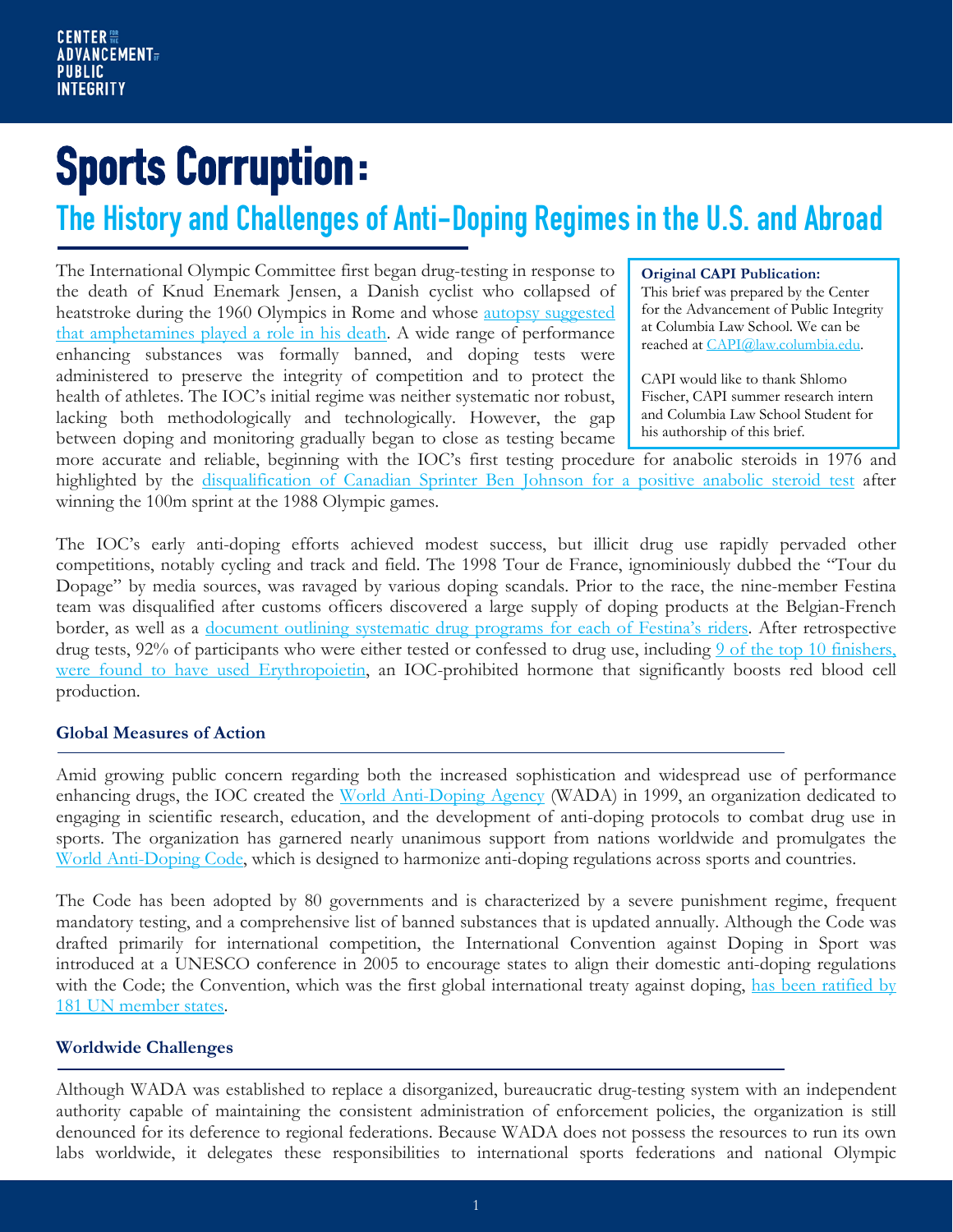# Sports Corruption:

## The History and Challenges of Anti-Doping Regimes in the U.S. and Abroad

**Original CAPI Publication:**
This brief was prepared by the Center for the Advancement of Public Integrity at Columbia Law School. We can be reached at CAPI@law.columbia.edu.

CAPI would like to thank Shlomo Fischer, CAPI summer research intern and Columbia Law School Student for his authorship of this brief.

The International Olympic Committee first began drug-testing in response to the death of Knud Enemark Jensen, a Danish cyclist who collapsed of heatstroke during the 1960 Olympics in Rome and whose autopsy suggested that amphetamines played a role in his death. A wide range of performance enhancing substances was formally banned, and doping tests were administered to preserve the integrity of competition and to protect the health of athletes. The IOC's initial regime was neither systematic nor robust, lacking both methodologically and technologically. However, the gap between doping and monitoring gradually began to close as testing became more accurate and reliable, beginning with the IOC's first testing procedure for anabolic steroids in 1976 and highlighted by the disqualification of Canadian Sprinter Ben Johnson for a positive anabolic steroid test after winning the 100m sprint at the 1988 Olympic games.

The IOC's early anti-doping efforts achieved modest success, but illicit drug use rapidly pervaded other competitions, notably cycling and track and field. The 1998 Tour de France, ignominiously dubbed the "Tour du Dopage" by media sources, was ravaged by various doping scandals. Prior to the race, the nine-member Festina team was disqualified after customs officers discovered a large supply of doping products at the Belgian-French border, as well as a document outlining systematic drug programs for each of Festina's riders. After retrospective drug tests, 92% of participants who were either tested or confessed to drug use, including 9 of the top 10 finishers, were found to have used Erythropoietin, an IOC-prohibited hormone that significantly boosts red blood cell production.

### Global Measures of Action

Amid growing public concern regarding both the increased sophistication and widespread use of performance enhancing drugs, the IOC created the World Anti-Doping Agency (WADA) in 1999, an organization dedicated to engaging in scientific research, education, and the development of anti-doping protocols to combat drug use in sports. The organization has garnered nearly unanimous support from nations worldwide and promulgates the World Anti-Doping Code, which is designed to harmonize anti-doping regulations across sports and countries.

The Code has been adopted by 80 governments and is characterized by a severe punishment regime, frequent mandatory testing, and a comprehensive list of banned substances that is updated annually. Although the Code was drafted primarily for international competition, the International Convention against Doping in Sport was introduced at a UNESCO conference in 2005 to encourage states to align their domestic anti-doping regulations with the Code; the Convention, which was the first global international treaty against doping, has been ratified by 181 UN member states.

### Worldwide Challenges

Although WADA was established to replace a disorganized, bureaucratic drug-testing system with an independent authority capable of maintaining the consistent administration of enforcement policies, the organization is still denounced for its deference to regional federations. Because WADA does not possess the resources to run its own labs worldwide, it delegates these responsibilities to international sports federations and national Olympic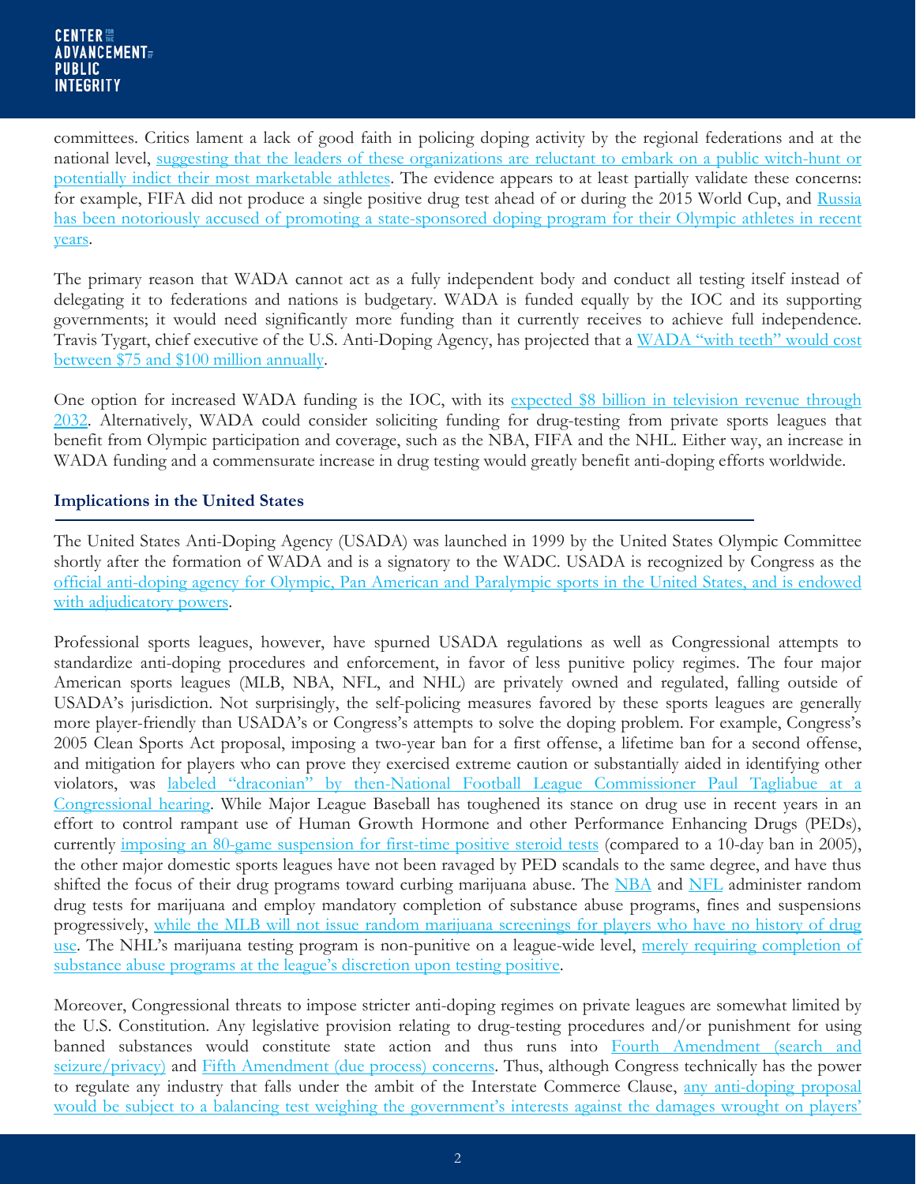committees. Critics lament a lack of good faith in policing doping activity by the regional federations and at the national level, suggesting that the leaders of these organizations are reluctant to embark on a public witch-hunt or potentially indict their most marketable athletes. The evidence appears to at least partially validate these concerns: for example, FIFA did not produce a single positive drug test ahead of or during the 2015 World Cup, and Russia has been notoriously accused of promoting a state-sponsored doping program for their Olympic athletes in recent years.

The primary reason that WADA cannot act as a fully independent body and conduct all testing itself instead of delegating it to federations and nations is budgetary. WADA is funded equally by the IOC and its supporting governments; it would need significantly more funding than it currently receives to achieve full independence. Travis Tygart, chief executive of the U.S. Anti-Doping Agency, has projected that a WADA "with teeth" would cost between $75 and $100 million annually.

One option for increased WADA funding is the IOC, with its expected $8 billion in television revenue through 2032. Alternatively, WADA could consider soliciting funding for drug-testing from private sports leagues that benefit from Olympic participation and coverage, such as the NBA, FIFA and the NHL. Either way, an increase in WADA funding and a commensurate increase in drug testing would greatly benefit anti-doping efforts worldwide.

## Implications in the United States

The United States Anti-Doping Agency (USADA) was launched in 1999 by the United States Olympic Committee shortly after the formation of WADA and is a signatory to the WADC. USADA is recognized by Congress as the official anti-doping agency for Olympic, Pan American and Paralympic sports in the United States, and is endowed with adjudicatory powers.

Professional sports leagues, however, have spurned USADA regulations as well as Congressional attempts to standardize anti-doping procedures and enforcement, in favor of less punitive policy regimes. The four major American sports leagues (MLB, NBA, NFL, and NHL) are privately owned and regulated, falling outside of USADA's jurisdiction. Not surprisingly, the self-policing measures favored by these sports leagues are generally more player-friendly than USADA's or Congress's attempts to solve the doping problem. For example, Congress's 2005 Clean Sports Act proposal, imposing a two-year ban for a first offense, a lifetime ban for a second offense, and mitigation for players who can prove they exercised extreme caution or substantially aided in identifying other violators, was labeled "draconian" by then-National Football League Commissioner Paul Tagliabue at a Congressional hearing. While Major League Baseball has toughened its stance on drug use in recent years in an effort to control rampant use of Human Growth Hormone and other Performance Enhancing Drugs (PEDs), currently imposing an 80-game suspension for first-time positive steroid tests (compared to a 10-day ban in 2005), the other major domestic sports leagues have not been ravaged by PED scandals to the same degree, and have thus shifted the focus of their drug programs toward curbing marijuana abuse. The NBA and NFL administer random drug tests for marijuana and employ mandatory completion of substance abuse programs, fines and suspensions progressively, while the MLB will not issue random marijuana screenings for players who have no history of drug use. The NHL's marijuana testing program is non-punitive on a league-wide level, merely requiring completion of substance abuse programs at the league's discretion upon testing positive.

Moreover, Congressional threats to impose stricter anti-doping regimes on private leagues are somewhat limited by the U.S. Constitution. Any legislative provision relating to drug-testing procedures and/or punishment for using banned substances would constitute state action and thus runs into Fourth Amendment (search and seizure/privacy) and Fifth Amendment (due process) concerns. Thus, although Congress technically has the power to regulate any industry that falls under the ambit of the Interstate Commerce Clause, any anti-doping proposal would be subject to a balancing test weighing the government's interests against the damages wrought on players'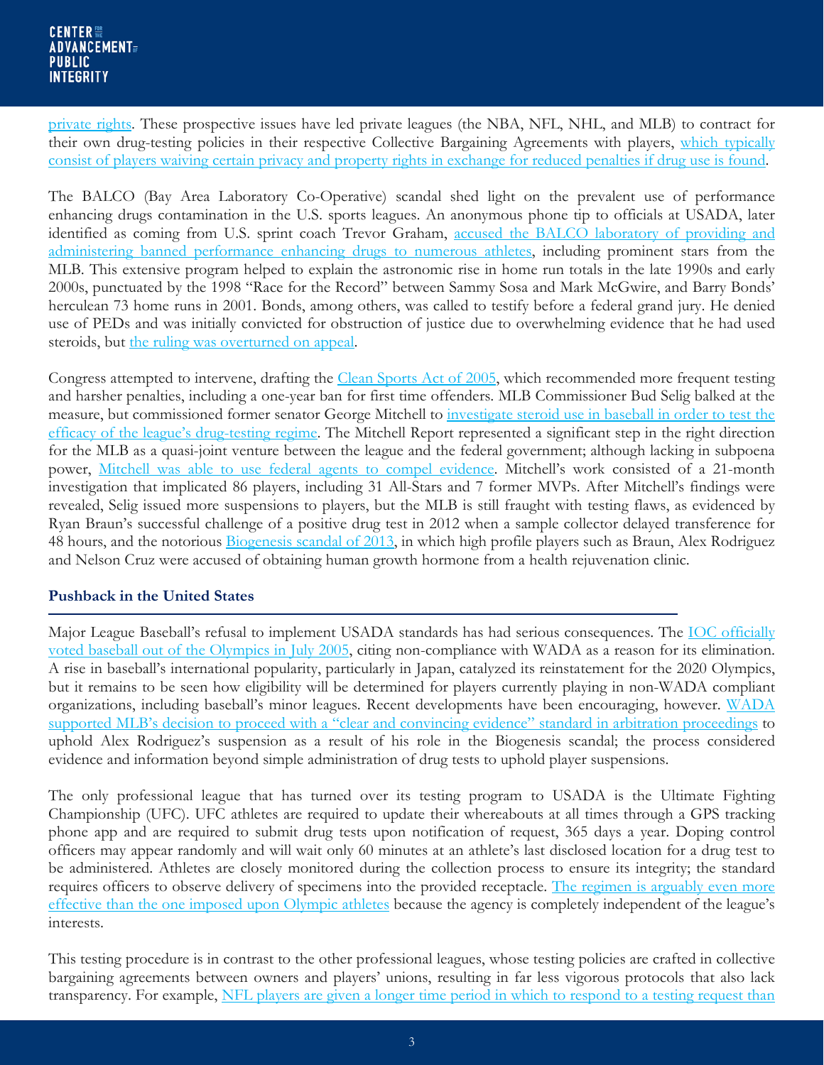private rights. These prospective issues have led private leagues (the NBA, NFL, NHL, and MLB) to contract for their own drug-testing policies in their respective Collective Bargaining Agreements with players, which typically consist of players waiving certain privacy and property rights in exchange for reduced penalties if drug use is found.

The BALCO (Bay Area Laboratory Co-Operative) scandal shed light on the prevalent use of performance enhancing drugs contamination in the U.S. sports leagues. An anonymous phone tip to officials at USADA, later identified as coming from U.S. sprint coach Trevor Graham, accused the BALCO laboratory of providing and administering banned performance enhancing drugs to numerous athletes, including prominent stars from the MLB. This extensive program helped to explain the astronomic rise in home run totals in the late 1990s and early 2000s, punctuated by the 1998 "Race for the Record" between Sammy Sosa and Mark McGwire, and Barry Bonds' herculean 73 home runs in 2001. Bonds, among others, was called to testify before a federal grand jury. He denied use of PEDs and was initially convicted for obstruction of justice due to overwhelming evidence that he had used steroids, but the ruling was overturned on appeal.

Congress attempted to intervene, drafting the Clean Sports Act of 2005, which recommended more frequent testing and harsher penalties, including a one-year ban for first time offenders. MLB Commissioner Bud Selig balked at the measure, but commissioned former senator George Mitchell to investigate steroid use in baseball in order to test the efficacy of the league's drug-testing regime. The Mitchell Report represented a significant step in the right direction for the MLB as a quasi-joint venture between the league and the federal government; although lacking in subpoena power, Mitchell was able to use federal agents to compel evidence. Mitchell's work consisted of a 21-month investigation that implicated 86 players, including 31 All-Stars and 7 former MVPs. After Mitchell's findings were revealed, Selig issued more suspensions to players, but the MLB is still fraught with testing flaws, as evidenced by Ryan Braun's successful challenge of a positive drug test in 2012 when a sample collector delayed transference for 48 hours, and the notorious Biogenesis scandal of 2013, in which high profile players such as Braun, Alex Rodriguez and Nelson Cruz were accused of obtaining human growth hormone from a health rejuvenation clinic.

## Pushback in the United States

Major League Baseball's refusal to implement USADA standards has had serious consequences. The IOC officially voted baseball out of the Olympics in July 2005, citing non-compliance with WADA as a reason for its elimination. A rise in baseball's international popularity, particularly in Japan, catalyzed its reinstatement for the 2020 Olympics, but it remains to be seen how eligibility will be determined for players currently playing in non-WADA compliant organizations, including baseball's minor leagues. Recent developments have been encouraging, however. WADA supported MLB's decision to proceed with a "clear and convincing evidence" standard in arbitration proceedings to uphold Alex Rodriguez's suspension as a result of his role in the Biogenesis scandal; the process considered evidence and information beyond simple administration of drug tests to uphold player suspensions.

The only professional league that has turned over its testing program to USADA is the Ultimate Fighting Championship (UFC). UFC athletes are required to update their whereabouts at all times through a GPS tracking phone app and are required to submit drug tests upon notification of request, 365 days a year. Doping control officers may appear randomly and will wait only 60 minutes at an athlete's last disclosed location for a drug test to be administered. Athletes are closely monitored during the collection process to ensure its integrity; the standard requires officers to observe delivery of specimens into the provided receptacle. The regimen is arguably even more effective than the one imposed upon Olympic athletes because the agency is completely independent of the league's interests.

This testing procedure is in contrast to the other professional leagues, whose testing policies are crafted in collective bargaining agreements between owners and players' unions, resulting in far less vigorous protocols that also lack transparency. For example, NFL players are given a longer time period in which to respond to a testing request than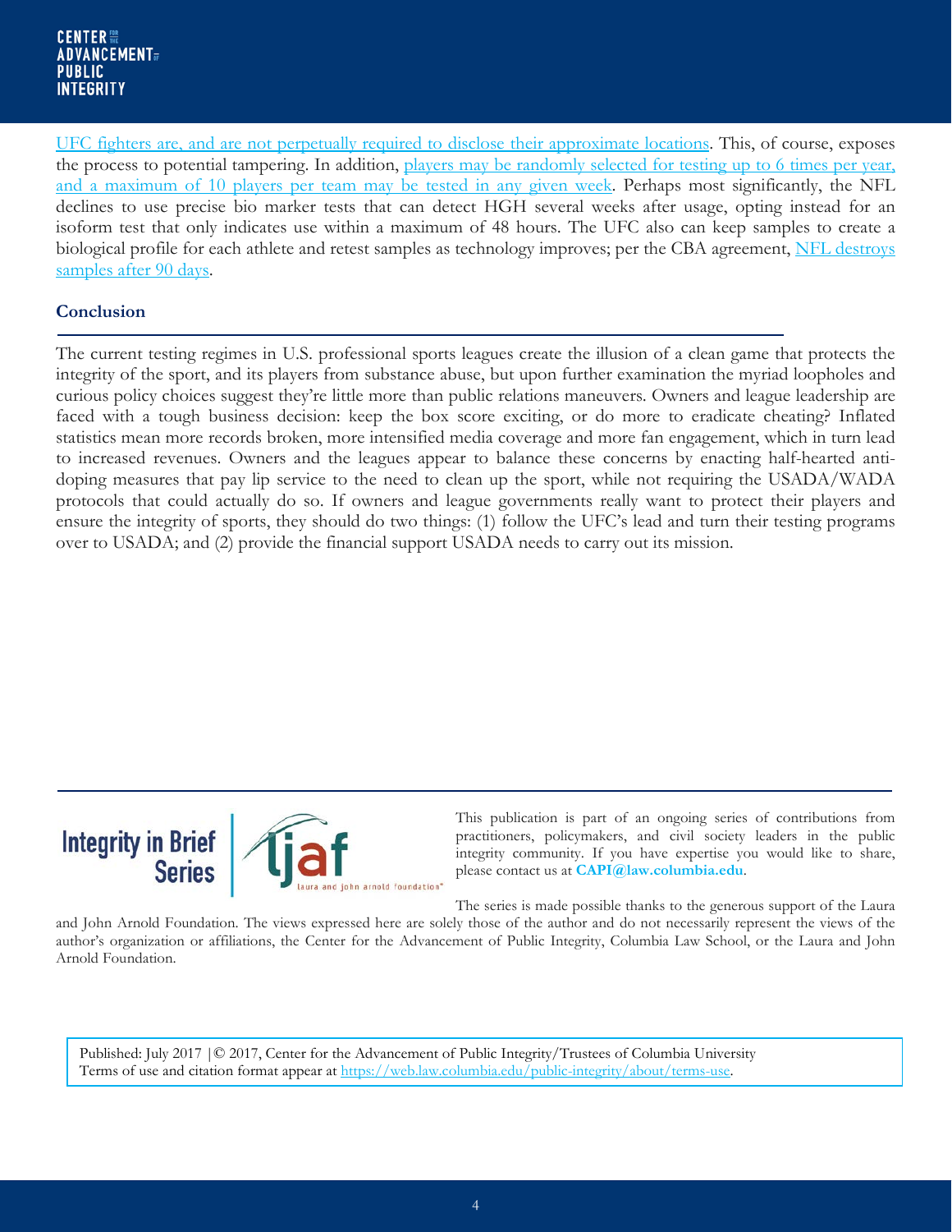UFC fighters are, and are not perpetually required to disclose their approximate locations. This, of course, exposes the process to potential tampering. In addition, players may be randomly selected for testing up to 6 times per year, and a maximum of 10 players per team may be tested in any given week. Perhaps most significantly, the NFL declines to use precise bio marker tests that can detect HGH several weeks after usage, opting instead for an isoform test that only indicates use within a maximum of 48 hours. The UFC also can keep samples to create a biological profile for each athlete and retest samples as technology improves; per the CBA agreement, NFL destroys samples after 90 days.

## Conclusion

The current testing regimes in U.S. professional sports leagues create the illusion of a clean game that protects the integrity of the sport, and its players from substance abuse, but upon further examination the myriad loopholes and curious policy choices suggest they're little more than public relations maneuvers. Owners and league leadership are faced with a tough business decision: keep the box score exciting, or do more to eradicate cheating? Inflated statistics mean more records broken, more intensified media coverage and more fan engagement, which in turn lead to increased revenues. Owners and the leagues appear to balance these concerns by enacting half-hearted anti-doping measures that pay lip service to the need to clean up the sport, while not requiring the USADA/WADA protocols that could actually do so. If owners and league governments really want to protect their players and ensure the integrity of sports, they should do two things: (1) follow the UFC's lead and turn their testing programs over to USADA; and (2) provide the financial support USADA needs to carry out its mission.

---

Integrity in Brief Series | ljaf laura and john arnold foundation

This publication is part of an ongoing series of contributions from practitioners, policymakers, and civil society leaders in the public integrity community. If you have expertise you would like to share, please contact us at **CAPI@law.columbia.edu**.

The series is made possible thanks to the generous support of the Laura and John Arnold Foundation. The views expressed here are solely those of the author and do not necessarily represent the views of the author's organization or affiliations, the Center for the Advancement of Public Integrity, Columbia Law School, or the Laura and John Arnold Foundation.

Published: July 2017 |© 2017, Center for the Advancement of Public Integrity/Trustees of Columbia University
Terms of use and citation format appear at https://web.law.columbia.edu/public-integrity/about/terms-use.